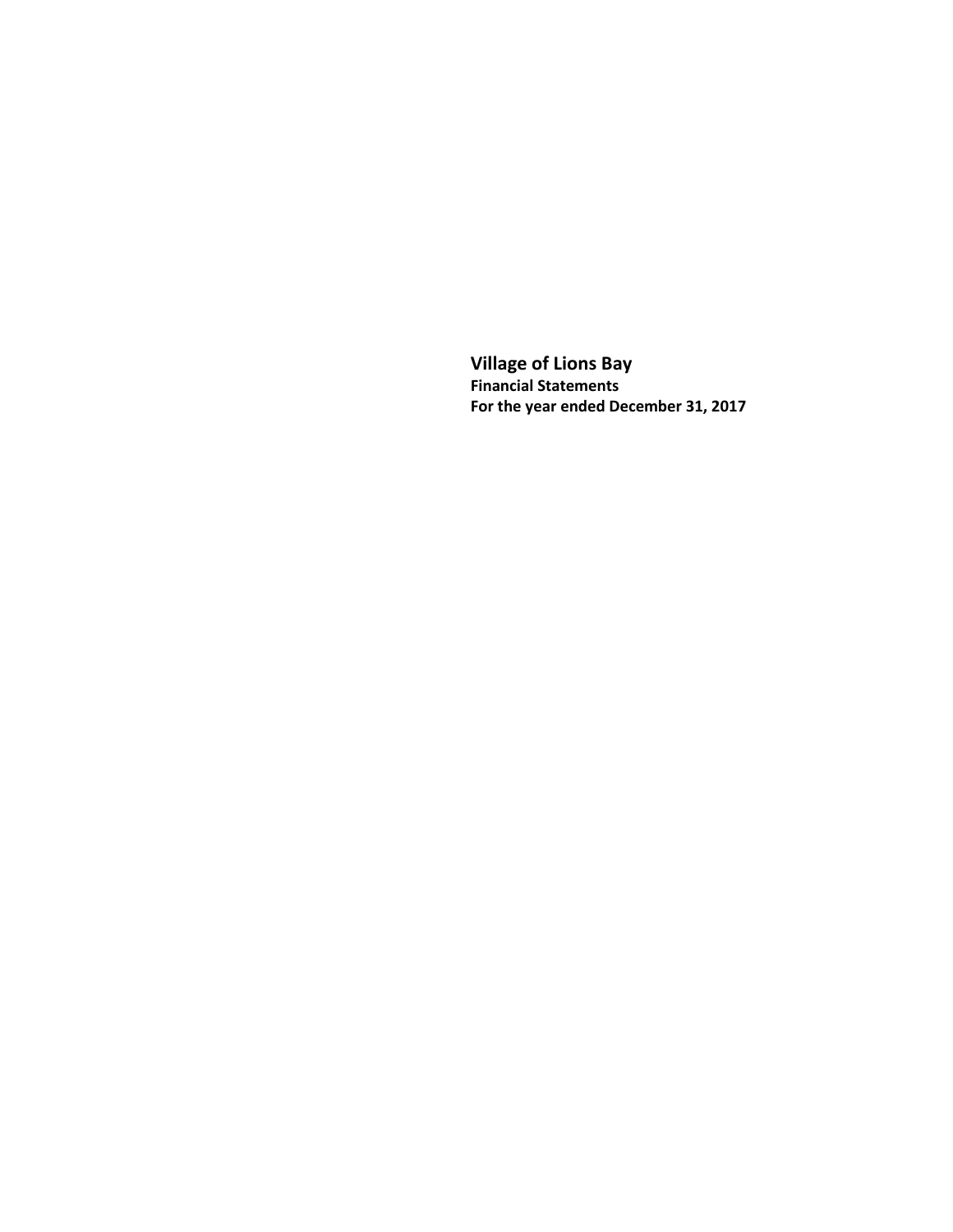# Village of Lions Bay

**Financial Statements**

**For the year ended December 31, 2017**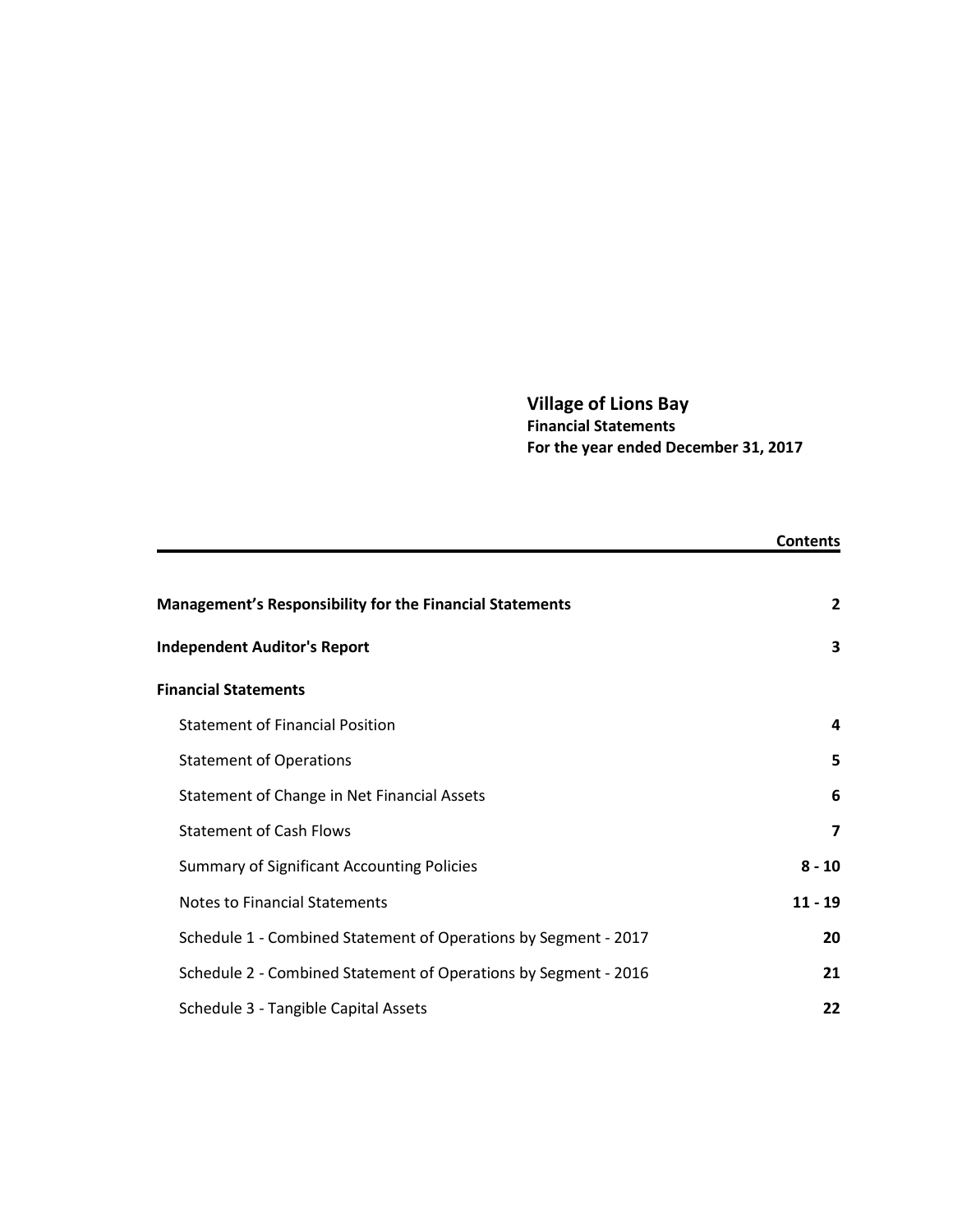# Village of Lions Bay

**Financial Statements**

**For the year ended December 31, 2017**

| | **Contents** |
|---|---|
| **Management's Responsibility for the Financial Statements** | **2** |
| **Independent Auditor's Report** | **3** |
| **Financial Statements** | |
| Statement of Financial Position | **4** |
| Statement of Operations | **5** |
| Statement of Change in Net Financial Assets | **6** |
| Statement of Cash Flows | **7** |
| Summary of Significant Accounting Policies | **8 - 10** |
| Notes to Financial Statements | **11 - 19** |
| Schedule 1 - Combined Statement of Operations by Segment - 2017 | **20** |
| Schedule 2 - Combined Statement of Operations by Segment - 2016 | **21** |
| Schedule 3 - Tangible Capital Assets | **22** |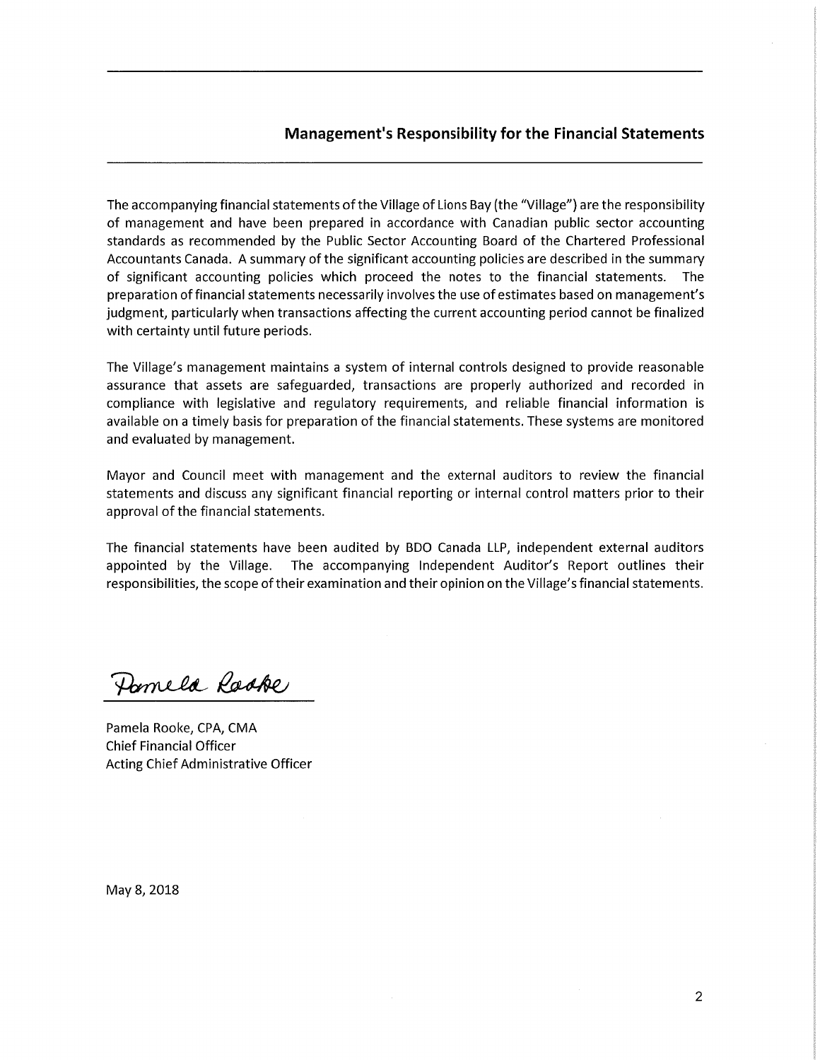## Management's Responsibility for the Financial Statements

The accompanying financial statements of the Village of Lions Bay (the "Village") are the responsibility of management and have been prepared in accordance with Canadian public sector accounting standards as recommended by the Public Sector Accounting Board of the Chartered Professional Accountants Canada. A summary of the significant accounting policies are described in the summary of significant accounting policies which proceed the notes to the financial statements. The preparation of financial statements necessarily involves the use of estimates based on management's judgment, particularly when transactions affecting the current accounting period cannot be finalized with certainty until future periods.

The Village's management maintains a system of internal controls designed to provide reasonable assurance that assets are safeguarded, transactions are properly authorized and recorded in compliance with legislative and regulatory requirements, and reliable financial information is available on a timely basis for preparation of the financial statements. These systems are monitored and evaluated by management.

Mayor and Council meet with management and the external auditors to review the financial statements and discuss any significant financial reporting or internal control matters prior to their approval of the financial statements.

The financial statements have been audited by BDO Canada LLP, independent external auditors appointed by the Village. The accompanying Independent Auditor's Report outlines their responsibilities, the scope of their examination and their opinion on the Village's financial statements.

Pamela Rooke

Pamela Rooke, CPA, CMA
Chief Financial Officer
Acting Chief Administrative Officer

May 8, 2018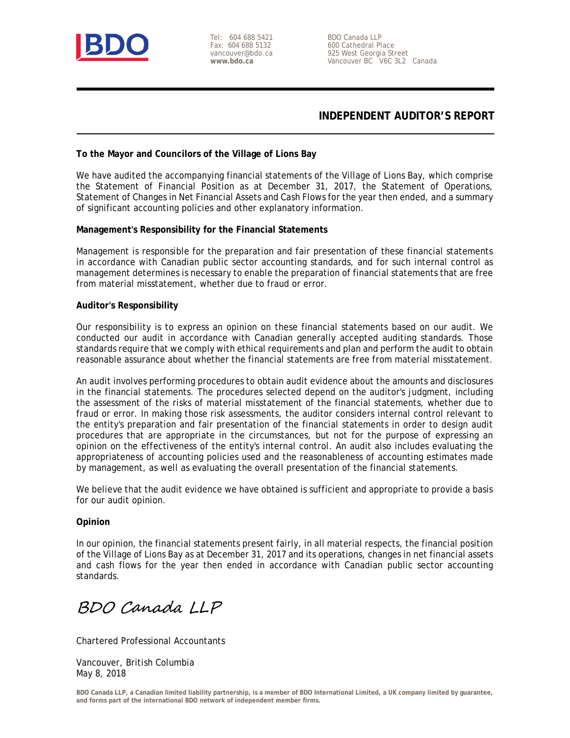BDO

Tel: 604 688 5421
Fax: 604 688 5132
vancouver@bdo.ca
**www.bdo.ca**

BDO Canada LLP
600 Cathedral Place
925 West Georgia Street
Vancouver BC V6C 3L2 Canada

# INDEPENDENT AUDITOR'S REPORT

**To the Mayor and Councilors of the Village of Lions Bay**

We have audited the accompanying financial statements of the Village of Lions Bay, which comprise the Statement of Financial Position as at December 31, 2017, the Statement of Operations, Statement of Changes in Net Financial Assets and Cash Flows for the year then ended, and a summary of significant accounting policies and other explanatory information.

**Management's Responsibility for the Financial Statements**

Management is responsible for the preparation and fair presentation of these financial statements in accordance with Canadian public sector accounting standards, and for such internal control as management determines is necessary to enable the preparation of financial statements that are free from material misstatement, whether due to fraud or error.

**Auditor's Responsibility**

Our responsibility is to express an opinion on these financial statements based on our audit. We conducted our audit in accordance with Canadian generally accepted auditing standards. Those standards require that we comply with ethical requirements and plan and perform the audit to obtain reasonable assurance about whether the financial statements are free from material misstatement.

An audit involves performing procedures to obtain audit evidence about the amounts and disclosures in the financial statements. The procedures selected depend on the auditor's judgment, including the assessment of the risks of material misstatement of the financial statements, whether due to fraud or error. In making those risk assessments, the auditor considers internal control relevant to the entity's preparation and fair presentation of the financial statements in order to design audit procedures that are appropriate in the circumstances, but not for the purpose of expressing an opinion on the effectiveness of the entity's internal control. An audit also includes evaluating the appropriateness of accounting policies used and the reasonableness of accounting estimates made by management, as well as evaluating the overall presentation of the financial statements.

We believe that the audit evidence we have obtained is sufficient and appropriate to provide a basis for our audit opinion.

**Opinion**

In our opinion, the financial statements present fairly, in all material respects, the financial position of the Village of Lions Bay as at December 31, 2017 and its operations, changes in net financial assets and cash flows for the year then ended in accordance with Canadian public sector accounting standards.

*BDO Canada LLP*

Chartered Professional Accountants

Vancouver, British Columbia
May 8, 2018

BDO Canada LLP, a Canadian limited liability partnership, is a member of BDO International Limited, a UK company limited by guarantee, and forms part of the international BDO network of independent member firms.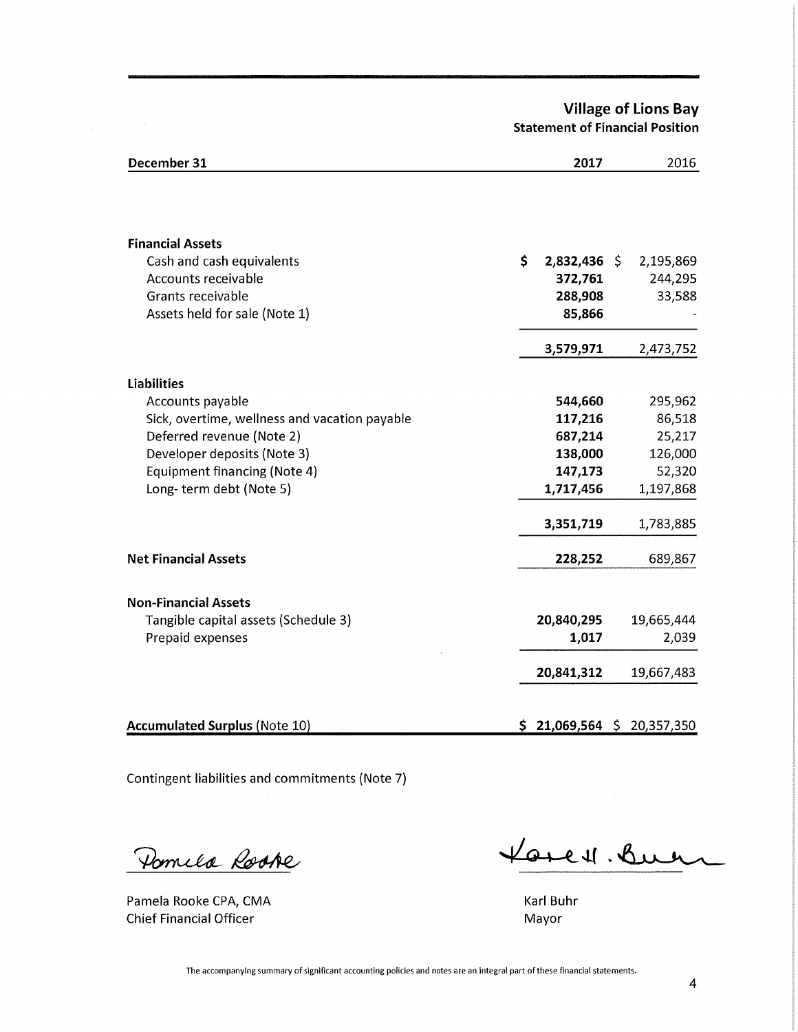# Village of Lions Bay

## Statement of Financial Position

| December 31 | 2017 | 2016 |
|---|---|---|
| **Financial Assets** | | |
| Cash and cash equivalents | **$ 2,832,436** | $ 2,195,869 |
| Accounts receivable | **372,761** | 244,295 |
| Grants receivable | **288,908** | 33,588 |
| Assets held for sale (Note 1) | **85,866** | - |
| | **3,579,971** | 2,473,752 |
| **Liabilities** | | |
| Accounts payable | **544,660** | 295,962 |
| Sick, overtime, wellness and vacation payable | **117,216** | 86,518 |
| Deferred revenue (Note 2) | **687,214** | 25,217 |
| Developer deposits (Note 3) | **138,000** | 126,000 |
| Equipment financing (Note 4) | **147,173** | 52,320 |
| Long- term debt (Note 5) | **1,717,456** | 1,197,868 |
| | **3,351,719** | 1,783,885 |
| **Net Financial Assets** | **228,252** | 689,867 |
| **Non-Financial Assets** | | |
| Tangible capital assets (Schedule 3) | **20,840,295** | 19,665,444 |
| Prepaid expenses | **1,017** | 2,039 |
| | **20,841,312** | 19,667,483 |
| **Accumulated Surplus** (Note 10) | **$ 21,069,564** | $ 20,357,350 |

Contingent liabilities and commitments (Note 7)

Pamela Rooke CPA, CMA
Chief Financial Officer

Karl Buhr
Mayor

The accompanying summary of significant accounting policies and notes are an integral part of these financial statements.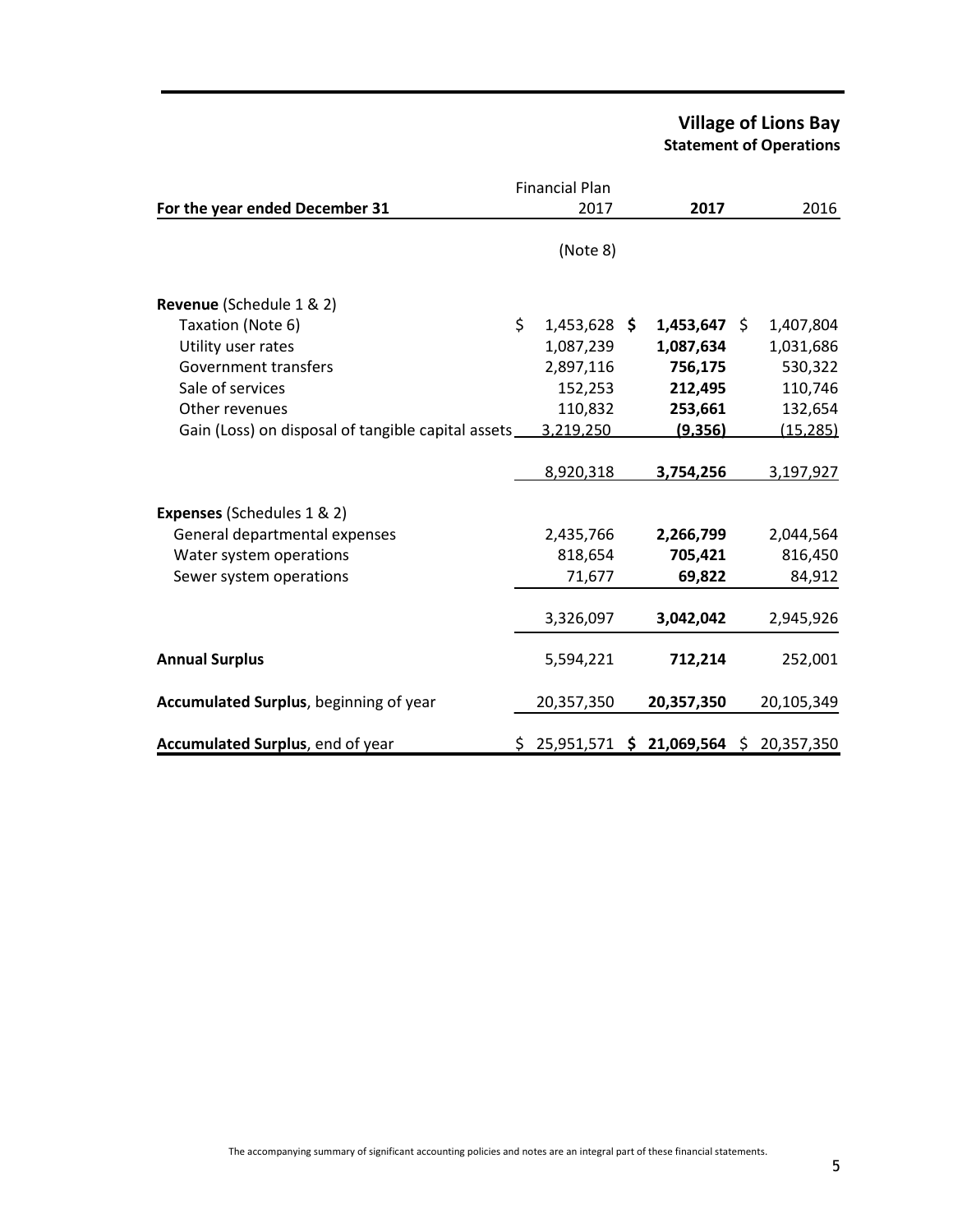# Village of Lions Bay

## Statement of Operations

| For the year ended December 31 | Financial Plan 2017 | **2017** | 2016 |
|---|---|---|---|
| | (Note 8) | | |
| **Revenue** (Schedule 1 & 2) | | | |
| Taxation (Note 6) | $ 1,453,628 | **$ 1,453,647** | $ 1,407,804 |
| Utility user rates | 1,087,239 | **1,087,634** | 1,031,686 |
| Government transfers | 2,897,116 | **756,175** | 530,322 |
| Sale of services | 152,253 | **212,495** | 110,746 |
| Other revenues | 110,832 | **253,661** | 132,654 |
| Gain (Loss) on disposal of tangible capital assets | 3,219,250 | **(9,356)** | (15,285) |
| | 8,920,318 | **3,754,256** | 3,197,927 |
| **Expenses** (Schedules 1 & 2) | | | |
| General departmental expenses | 2,435,766 | **2,266,799** | 2,044,564 |
| Water system operations | 818,654 | **705,421** | 816,450 |
| Sewer system operations | 71,677 | **69,822** | 84,912 |
| | 3,326,097 | **3,042,042** | 2,945,926 |
| **Annual Surplus** | 5,594,221 | **712,214** | 252,001 |
| **Accumulated Surplus**, beginning of year | 20,357,350 | **20,357,350** | 20,105,349 |
| **Accumulated Surplus**, end of year | $ 25,951,571 | **$ 21,069,564** | $ 20,357,350 |

The accompanying summary of significant accounting policies and notes are an integral part of these financial statements.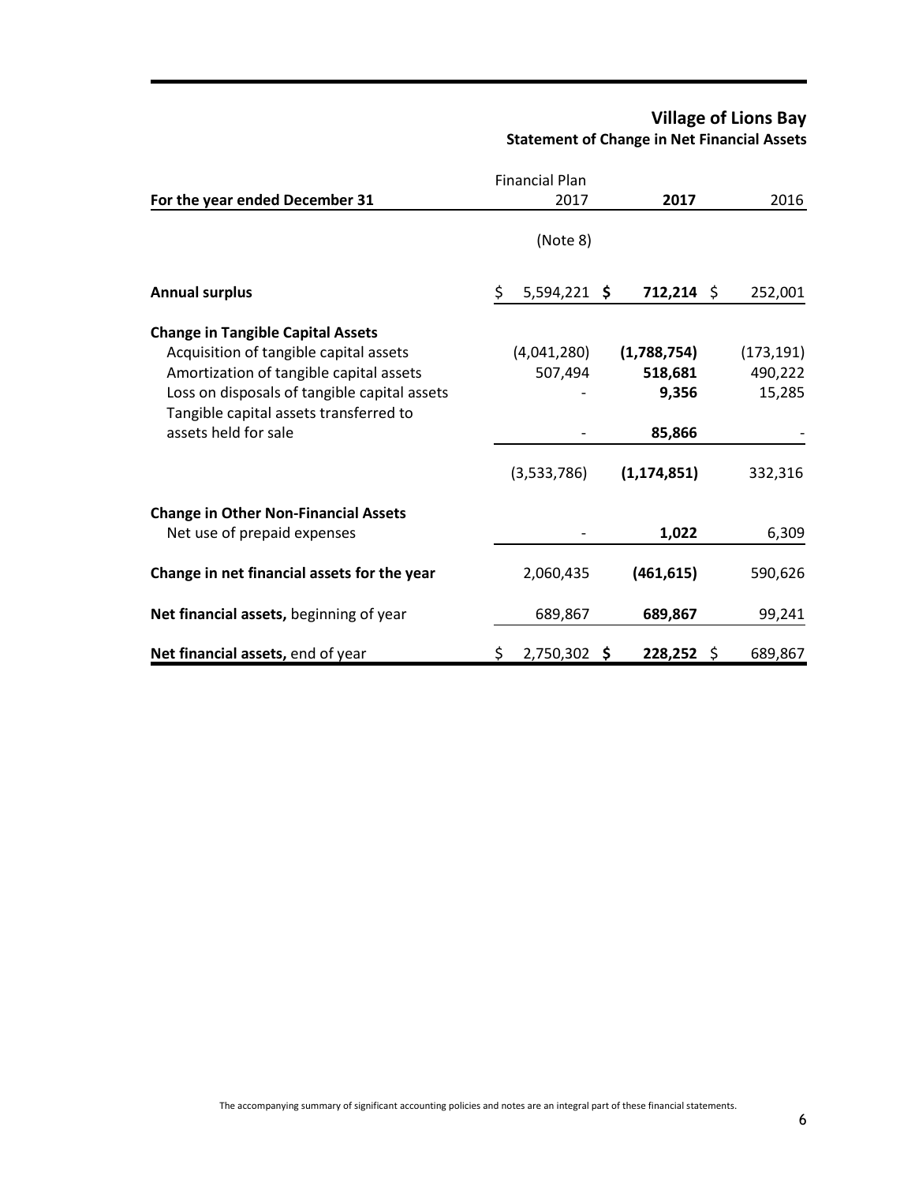# Village of Lions Bay

## Statement of Change in Net Financial Assets

| For the year ended December 31 | Financial Plan 2017 | **2017** | 2016 |
|---|---|---|---|
| | (Note 8) | | |
| **Annual surplus** | $ 5,594,221 | **$ 712,214** | $ 252,001 |
| **Change in Tangible Capital Assets** | | | |
| Acquisition of tangible capital assets | (4,041,280) | **(1,788,754)** | (173,191) |
| Amortization of tangible capital assets | 507,494 | **518,681** | 490,222 |
| Loss on disposals of tangible capital assets | - | **9,356** | 15,285 |
| Tangible capital assets transferred to assets held for sale | - | **85,866** | - |
| | (3,533,786) | **(1,174,851)** | 332,316 |
| **Change in Other Non-Financial Assets** | | | |
| Net use of prepaid expenses | - | **1,022** | 6,309 |
| **Change in net financial assets for the year** | 2,060,435 | **(461,615)** | 590,626 |
| **Net financial assets,** beginning of year | 689,867 | **689,867** | 99,241 |
| **Net financial assets,** end of year | $ 2,750,302 | **$ 228,252** | $ 689,867 |

The accompanying summary of significant accounting policies and notes are an integral part of these financial statements.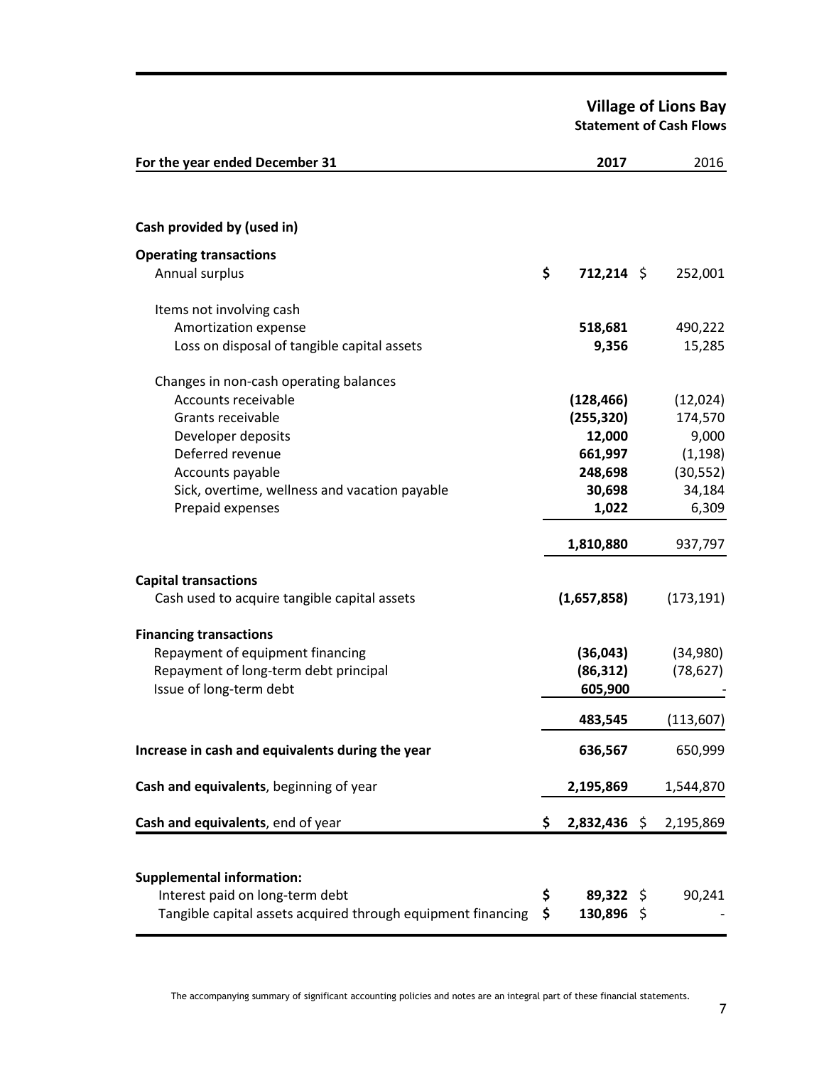# Village of Lions Bay

## Statement of Cash Flows

| For the year ended December 31 | 2017 | 2016 |
|---|---|---|
| **Cash provided by (used in)** | | |
| **Operating transactions** | | |
| Annual surplus | $ 712,214 | $ 252,001 |
| Items not involving cash | | |
| Amortization expense | 518,681 | 490,222 |
| Loss on disposal of tangible capital assets | 9,356 | 15,285 |
| Changes in non-cash operating balances | | |
| Accounts receivable | (128,466) | (12,024) |
| Grants receivable | (255,320) | 174,570 |
| Developer deposits | 12,000 | 9,000 |
| Deferred revenue | 661,997 | (1,198) |
| Accounts payable | 248,698 | (30,552) |
| Sick, overtime, wellness and vacation payable | 30,698 | 34,184 |
| Prepaid expenses | 1,022 | 6,309 |
| | 1,810,880 | 937,797 |
| **Capital transactions** | | |
| Cash used to acquire tangible capital assets | (1,657,858) | (173,191) |
| **Financing transactions** | | |
| Repayment of equipment financing | (36,043) | (34,980) |
| Repayment of long-term debt principal | (86,312) | (78,627) |
| Issue of long-term debt | 605,900 | - |
| | 483,545 | (113,607) |
| **Increase in cash and equivalents during the year** | 636,567 | 650,999 |
| **Cash and equivalents**, beginning of year | 2,195,869 | 1,544,870 |
| **Cash and equivalents**, end of year | $ 2,832,436 | $ 2,195,869 |
| **Supplemental information:** | | |
| Interest paid on long-term debt | $ 89,322 | $ 90,241 |
| Tangible capital assets acquired through equipment financing | $ 130,896 | $ - |

The accompanying summary of significant accounting policies and notes are an integral part of these financial statements.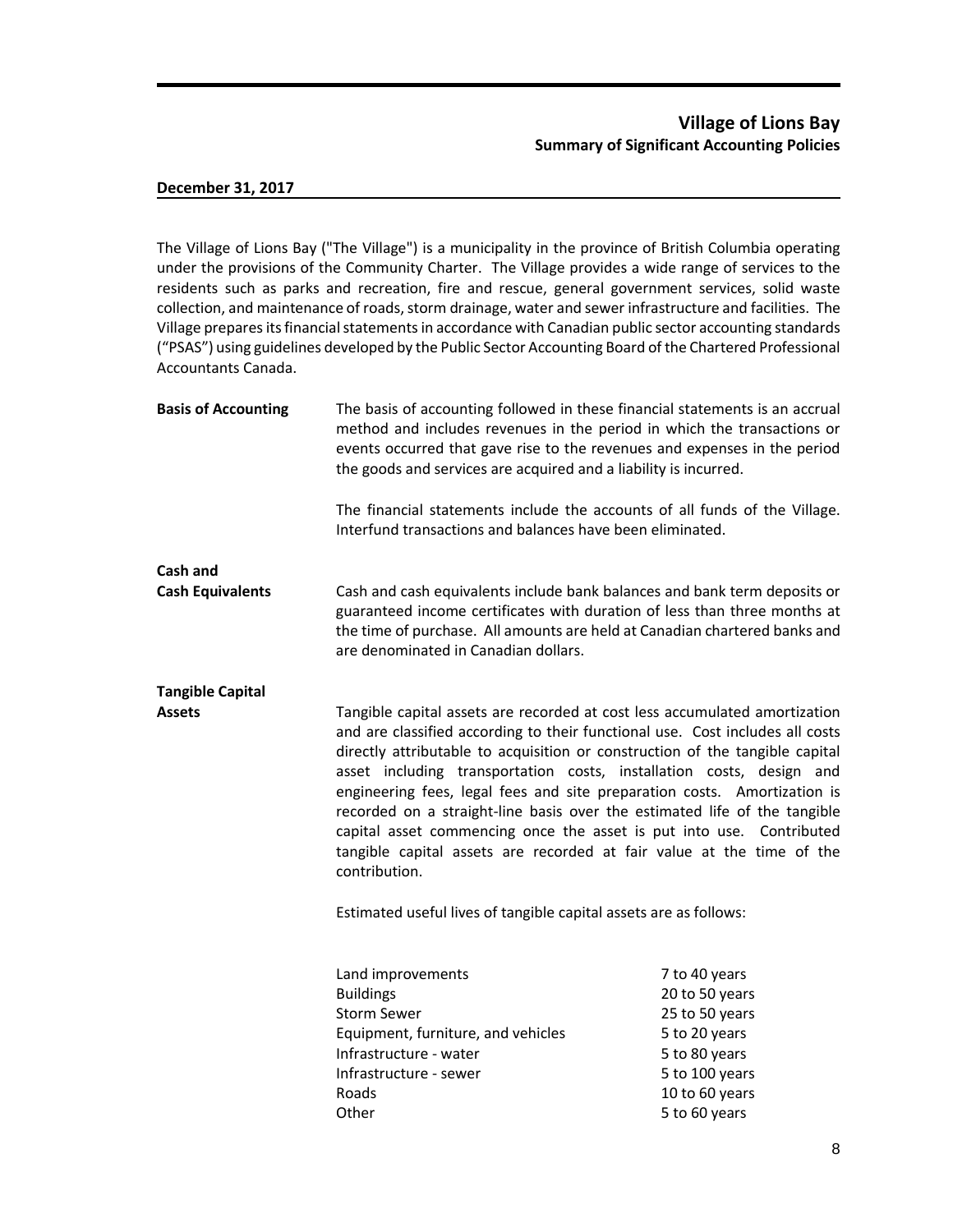# Village of Lions Bay

## Summary of Significant Accounting Policies

**December 31, 2017**

The Village of Lions Bay ("The Village") is a municipality in the province of British Columbia operating under the provisions of the Community Charter. The Village provides a wide range of services to the residents such as parks and recreation, fire and rescue, general government services, solid waste collection, and maintenance of roads, storm drainage, water and sewer infrastructure and facilities. The Village prepares its financial statements in accordance with Canadian public sector accounting standards ("PSAS") using guidelines developed by the Public Sector Accounting Board of the Chartered Professional Accountants Canada.

**Basis of Accounting**

The basis of accounting followed in these financial statements is an accrual method and includes revenues in the period in which the transactions or events occurred that gave rise to the revenues and expenses in the period the goods and services are acquired and a liability is incurred.

The financial statements include the accounts of all funds of the Village. Interfund transactions and balances have been eliminated.

**Cash and Cash Equivalents**

Cash and cash equivalents include bank balances and bank term deposits or guaranteed income certificates with duration of less than three months at the time of purchase. All amounts are held at Canadian chartered banks and are denominated in Canadian dollars.

**Tangible Capital Assets**

Tangible capital assets are recorded at cost less accumulated amortization and are classified according to their functional use. Cost includes all costs directly attributable to acquisition or construction of the tangible capital asset including transportation costs, installation costs, design and engineering fees, legal fees and site preparation costs. Amortization is recorded on a straight-line basis over the estimated life of the tangible capital asset commencing once the asset is put into use. Contributed tangible capital assets are recorded at fair value at the time of the contribution.

Estimated useful lives of tangible capital assets are as follows:

| | |
|---|---|
| Land improvements | 7 to 40 years |
| Buildings | 20 to 50 years |
| Storm Sewer | 25 to 50 years |
| Equipment, furniture, and vehicles | 5 to 20 years |
| Infrastructure - water | 5 to 80 years |
| Infrastructure - sewer | 5 to 100 years |
| Roads | 10 to 60 years |
| Other | 5 to 60 years |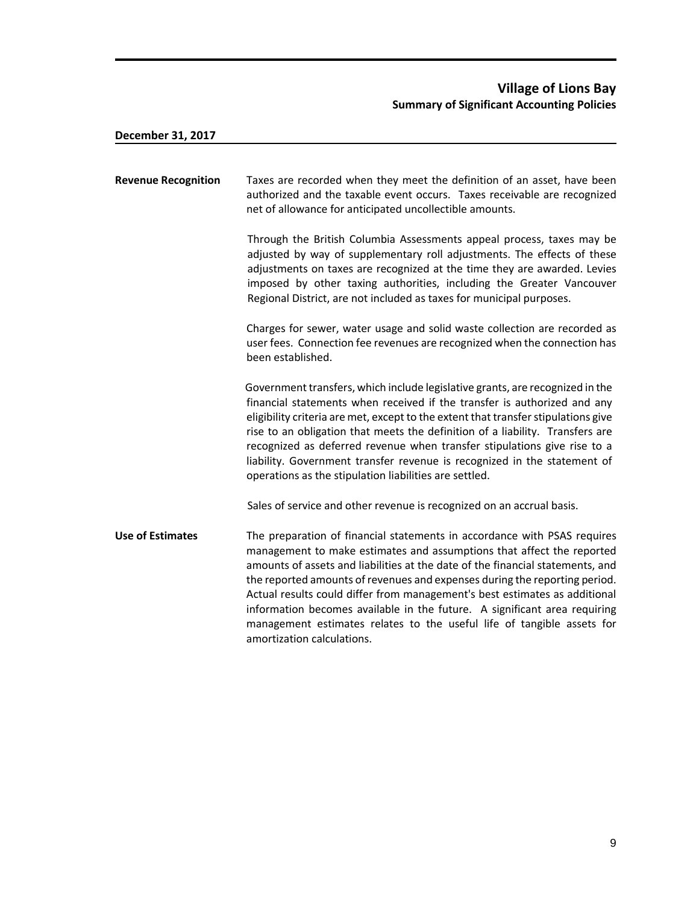**Village of Lions Bay**
**Summary of Significant Accounting Policies**

**December 31, 2017**

**Revenue Recognition**

Taxes are recorded when they meet the definition of an asset, have been authorized and the taxable event occurs. Taxes receivable are recognized net of allowance for anticipated uncollectible amounts.

Through the British Columbia Assessments appeal process, taxes may be adjusted by way of supplementary roll adjustments. The effects of these adjustments on taxes are recognized at the time they are awarded. Levies imposed by other taxing authorities, including the Greater Vancouver Regional District, are not included as taxes for municipal purposes.

Charges for sewer, water usage and solid waste collection are recorded as user fees. Connection fee revenues are recognized when the connection has been established.

Government transfers, which include legislative grants, are recognized in the financial statements when received if the transfer is authorized and any eligibility criteria are met, except to the extent that transfer stipulations give rise to an obligation that meets the definition of a liability. Transfers are recognized as deferred revenue when transfer stipulations give rise to a liability. Government transfer revenue is recognized in the statement of operations as the stipulation liabilities are settled.

Sales of service and other revenue is recognized on an accrual basis.

**Use of Estimates**

The preparation of financial statements in accordance with PSAS requires management to make estimates and assumptions that affect the reported amounts of assets and liabilities at the date of the financial statements, and the reported amounts of revenues and expenses during the reporting period. Actual results could differ from management's best estimates as additional information becomes available in the future. A significant area requiring management estimates relates to the useful life of tangible assets for amortization calculations.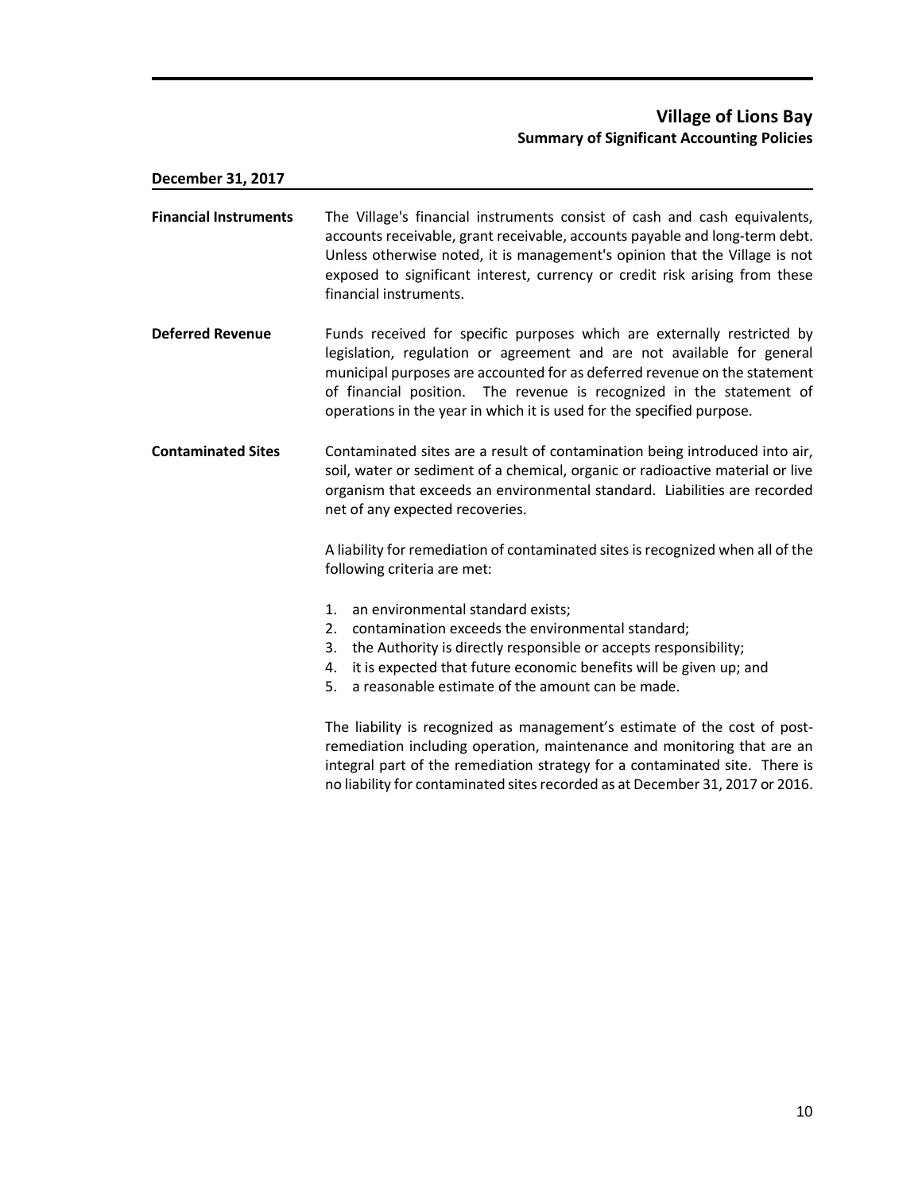# Village of Lions Bay

## Summary of Significant Accounting Policies

**December 31, 2017**

**Financial Instruments**

The Village's financial instruments consist of cash and cash equivalents, accounts receivable, grant receivable, accounts payable and long-term debt. Unless otherwise noted, it is management's opinion that the Village is not exposed to significant interest, currency or credit risk arising from these financial instruments.

**Deferred Revenue**

Funds received for specific purposes which are externally restricted by legislation, regulation or agreement and are not available for general municipal purposes are accounted for as deferred revenue on the statement of financial position. The revenue is recognized in the statement of operations in the year in which it is used for the specified purpose.

**Contaminated Sites**

Contaminated sites are a result of contamination being introduced into air, soil, water or sediment of a chemical, organic or radioactive material or live organism that exceeds an environmental standard. Liabilities are recorded net of any expected recoveries.

A liability for remediation of contaminated sites is recognized when all of the following criteria are met:

1. an environmental standard exists;
2. contamination exceeds the environmental standard;
3. the Authority is directly responsible or accepts responsibility;
4. it is expected that future economic benefits will be given up; and
5. a reasonable estimate of the amount can be made.

The liability is recognized as management's estimate of the cost of post-remediation including operation, maintenance and monitoring that are an integral part of the remediation strategy for a contaminated site. There is no liability for contaminated sites recorded as at December 31, 2017 or 2016.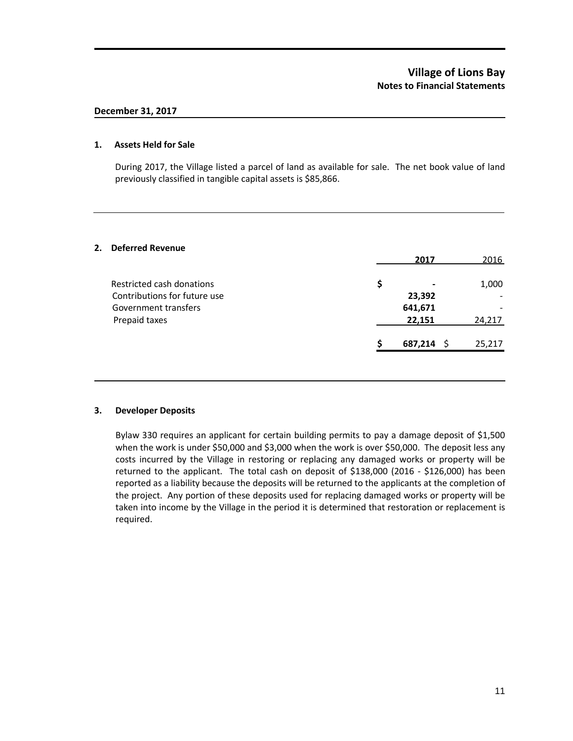# Village of Lions Bay

## Notes to Financial Statements

**December 31, 2017**

### 1. Assets Held for Sale

During 2017, the Village listed a parcel of land as available for sale. The net book value of land previously classified in tangible capital assets is $85,866.

### 2. Deferred Revenue

| | 2017 | 2016 |
|---|---|---|
| Restricted cash donations | $ - | 1,000 |
| Contributions for future use | 23,392 | - |
| Government transfers | 641,671 | - |
| Prepaid taxes | 22,151 | 24,217 |
| | $ 687,214 | $ 25,217 |

### 3. Developer Deposits

Bylaw 330 requires an applicant for certain building permits to pay a damage deposit of $1,500 when the work is under $50,000 and $3,000 when the work is over $50,000. The deposit less any costs incurred by the Village in restoring or replacing any damaged works or property will be returned to the applicant. The total cash on deposit of $138,000 (2016 - $126,000) has been reported as a liability because the deposits will be returned to the applicants at the completion of the project. Any portion of these deposits used for replacing damaged works or property will be taken into income by the Village in the period it is determined that restoration or replacement is required.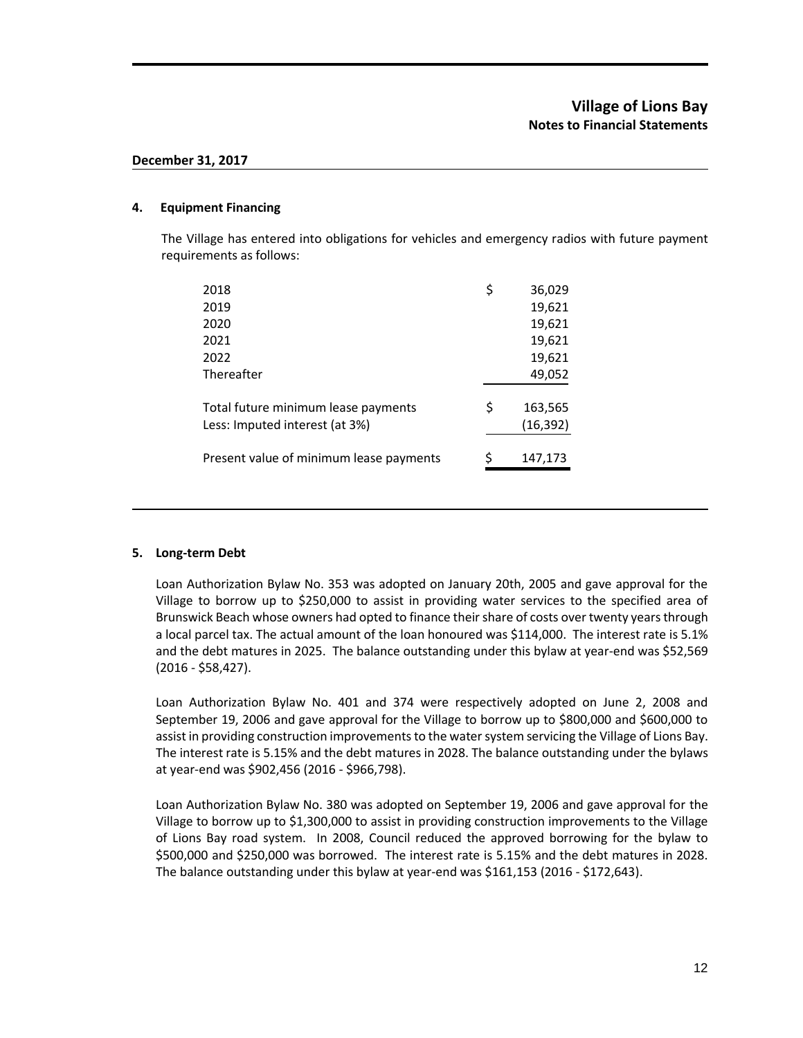# Village of Lions Bay
## Notes to Financial Statements

**December 31, 2017**

### 4. Equipment Financing

The Village has entered into obligations for vehicles and emergency radios with future payment requirements as follows:

| | | |
|---|---|---|
| 2018 | $ | 36,029 |
| 2019 | | 19,621 |
| 2020 | | 19,621 |
| 2021 | | 19,621 |
| 2022 | | 19,621 |
| Thereafter | | 49,052 |
| Total future minimum lease payments | $ | 163,565 |
| Less: Imputed interest (at 3%) | | (16,392) |
| Present value of minimum lease payments | $ | 147,173 |

### 5. Long-term Debt

Loan Authorization Bylaw No. 353 was adopted on January 20th, 2005 and gave approval for the Village to borrow up to $250,000 to assist in providing water services to the specified area of Brunswick Beach whose owners had opted to finance their share of costs over twenty years through a local parcel tax. The actual amount of the loan honoured was $114,000. The interest rate is 5.1% and the debt matures in 2025. The balance outstanding under this bylaw at year-end was $52,569 (2016 - $58,427).

Loan Authorization Bylaw No. 401 and 374 were respectively adopted on June 2, 2008 and September 19, 2006 and gave approval for the Village to borrow up to $800,000 and $600,000 to assist in providing construction improvements to the water system servicing the Village of Lions Bay. The interest rate is 5.15% and the debt matures in 2028. The balance outstanding under the bylaws at year-end was $902,456 (2016 - $966,798).

Loan Authorization Bylaw No. 380 was adopted on September 19, 2006 and gave approval for the Village to borrow up to $1,300,000 to assist in providing construction improvements to the Village of Lions Bay road system. In 2008, Council reduced the approved borrowing for the bylaw to $500,000 and $250,000 was borrowed. The interest rate is 5.15% and the debt matures in 2028. The balance outstanding under this bylaw at year-end was $161,153 (2016 - $172,643).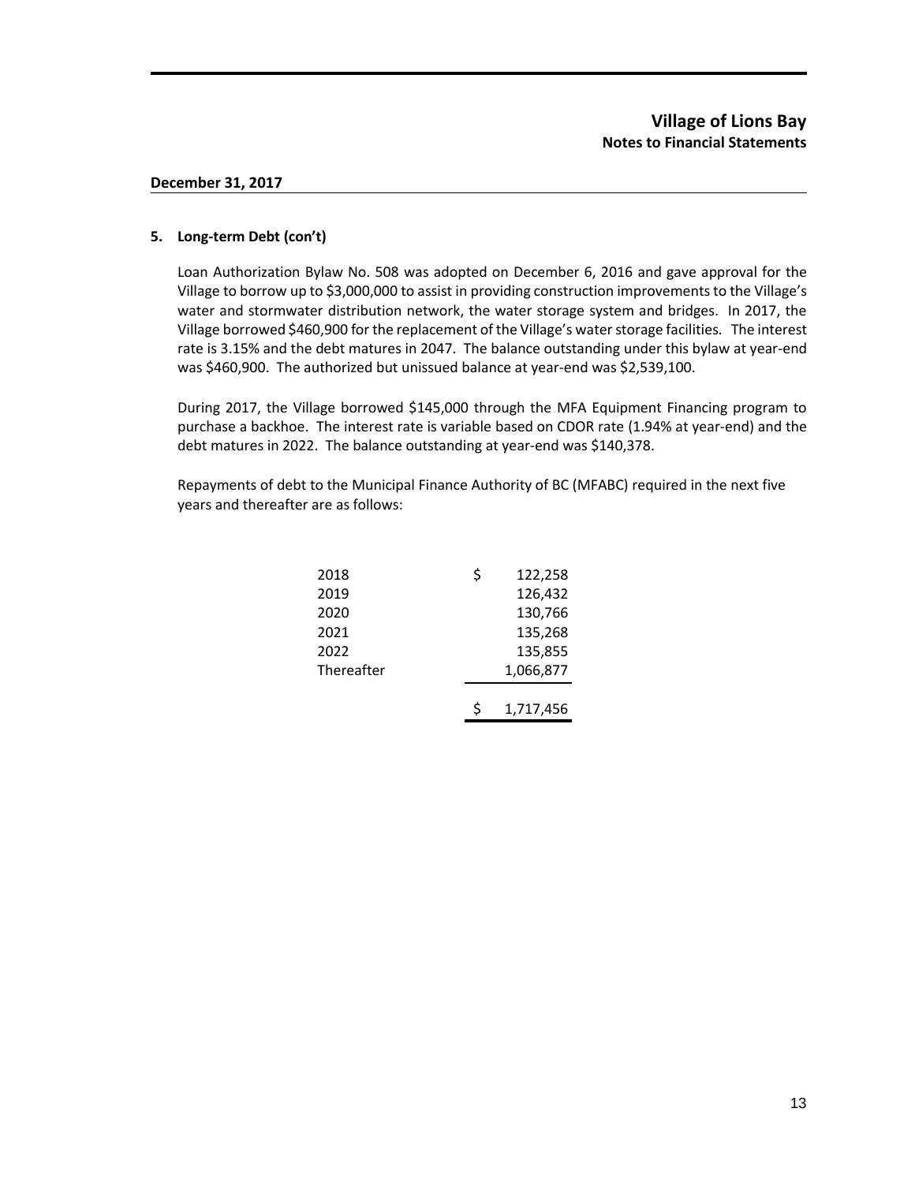**December 31, 2017**

### 5. Long-term Debt (con't)

Loan Authorization Bylaw No. 508 was adopted on December 6, 2016 and gave approval for the Village to borrow up to $3,000,000 to assist in providing construction improvements to the Village's water and stormwater distribution network, the water storage system and bridges. In 2017, the Village borrowed $460,900 for the replacement of the Village's water storage facilities. The interest rate is 3.15% and the debt matures in 2047. The balance outstanding under this bylaw at year-end was $460,900. The authorized but unissued balance at year-end was $2,539,100.

During 2017, the Village borrowed $145,000 through the MFA Equipment Financing program to purchase a backhoe. The interest rate is variable based on CDOR rate (1.94% at year-end) and the debt matures in 2022. The balance outstanding at year-end was $140,378.

Repayments of debt to the Municipal Finance Authority of BC (MFABC) required in the next five years and thereafter are as follows:

| | |
|---|---|
| 2018 | $ 122,258 |
| 2019 | 126,432 |
| 2020 | 130,766 |
| 2021 | 135,268 |
| 2022 | 135,855 |
| Thereafter | 1,066,877 |
| | $ 1,717,456 |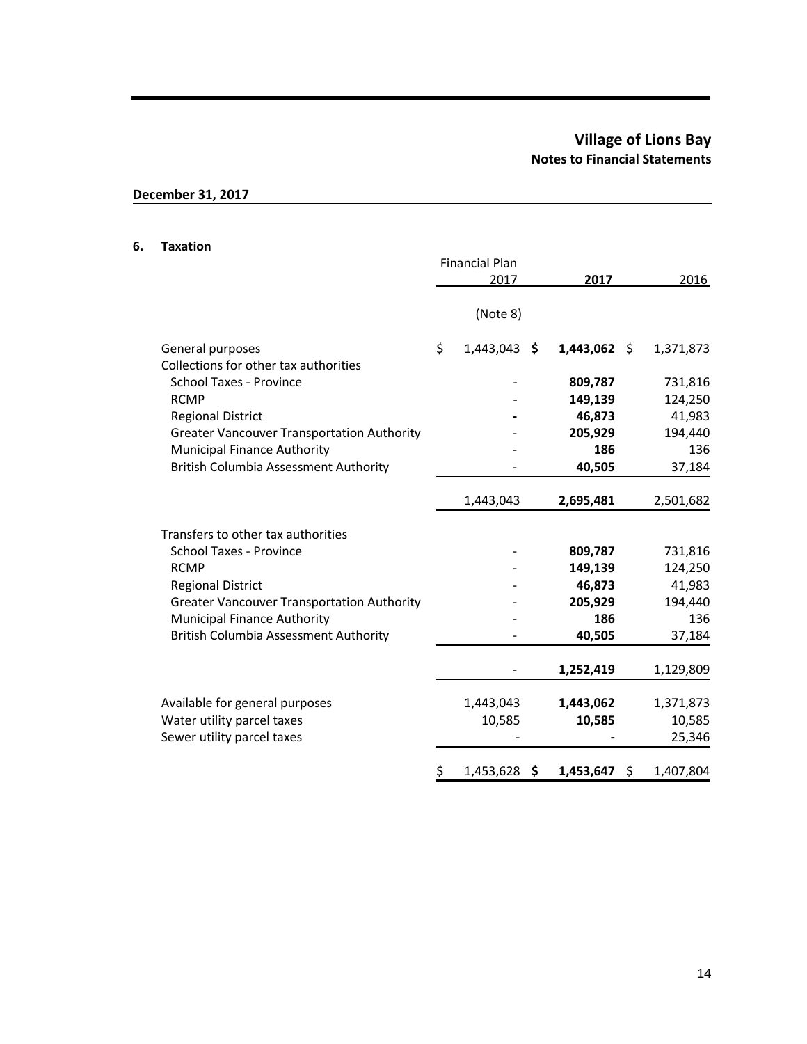# Village of Lions Bay

## Notes to Financial Statements

**December 31, 2017**

### 6. Taxation

| | Financial Plan 2017 | **2017** | 2016 |
|---|---|---|---|
| | (Note 8) | | |
| General purposes | $ 1,443,043 | **$ 1,443,062** | $ 1,371,873 |
| Collections for other tax authorities | | | |
| School Taxes - Province | - | **809,787** | 731,816 |
| RCMP | - | **149,139** | 124,250 |
| Regional District | - | **46,873** | 41,983 |
| Greater Vancouver Transportation Authority | - | **205,929** | 194,440 |
| Municipal Finance Authority | - | **186** | 136 |
| British Columbia Assessment Authority | - | **40,505** | 37,184 |
| | 1,443,043 | **2,695,481** | 2,501,682 |
| Transfers to other tax authorities | | | |
| School Taxes - Province | - | **809,787** | 731,816 |
| RCMP | - | **149,139** | 124,250 |
| Regional District | - | **46,873** | 41,983 |
| Greater Vancouver Transportation Authority | - | **205,929** | 194,440 |
| Municipal Finance Authority | - | **186** | 136 |
| British Columbia Assessment Authority | - | **40,505** | 37,184 |
| | - | **1,252,419** | 1,129,809 |
| Available for general purposes | 1,443,043 | **1,443,062** | 1,371,873 |
| Water utility parcel taxes | 10,585 | **10,585** | 10,585 |
| Sewer utility parcel taxes | - | **-** | 25,346 |
| | $ 1,453,628 | **$ 1,453,647** | $ 1,407,804 |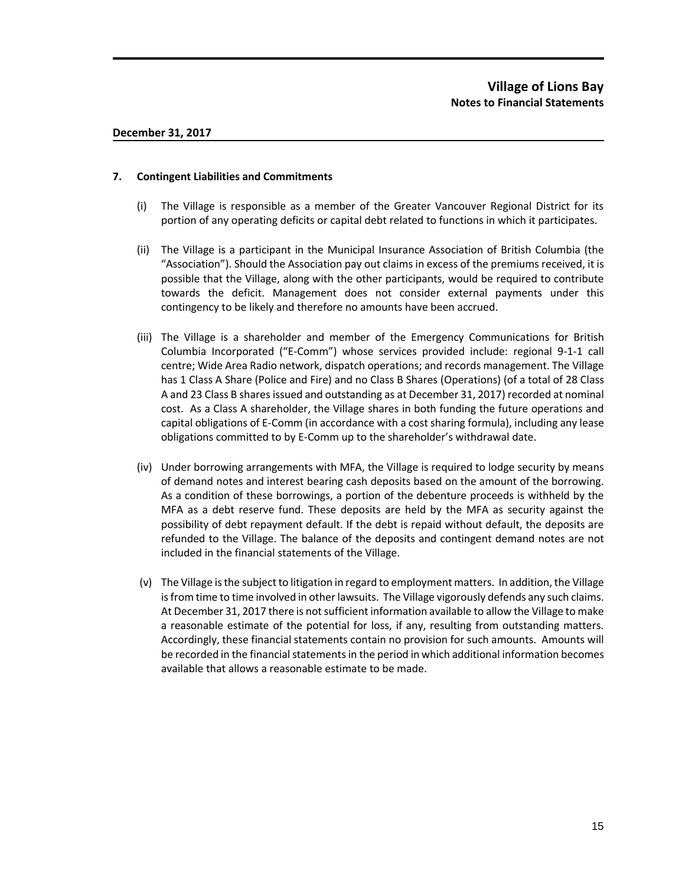## 7. Contingent Liabilities and Commitments

(i) The Village is responsible as a member of the Greater Vancouver Regional District for its portion of any operating deficits or capital debt related to functions in which it participates.

(ii) The Village is a participant in the Municipal Insurance Association of British Columbia (the "Association"). Should the Association pay out claims in excess of the premiums received, it is possible that the Village, along with the other participants, would be required to contribute towards the deficit. Management does not consider external payments under this contingency to be likely and therefore no amounts have been accrued.

(iii) The Village is a shareholder and member of the Emergency Communications for British Columbia Incorporated ("E-Comm") whose services provided include: regional 9-1-1 call centre; Wide Area Radio network, dispatch operations; and records management. The Village has 1 Class A Share (Police and Fire) and no Class B Shares (Operations) (of a total of 28 Class A and 23 Class B shares issued and outstanding as at December 31, 2017) recorded at nominal cost. As a Class A shareholder, the Village shares in both funding the future operations and capital obligations of E-Comm (in accordance with a cost sharing formula), including any lease obligations committed to by E-Comm up to the shareholder's withdrawal date.

(iv) Under borrowing arrangements with MFA, the Village is required to lodge security by means of demand notes and interest bearing cash deposits based on the amount of the borrowing. As a condition of these borrowings, a portion of the debenture proceeds is withheld by the MFA as a debt reserve fund. These deposits are held by the MFA as security against the possibility of debt repayment default. If the debt is repaid without default, the deposits are refunded to the Village. The balance of the deposits and contingent demand notes are not included in the financial statements of the Village.

(v) The Village is the subject to litigation in regard to employment matters. In addition, the Village is from time to time involved in other lawsuits. The Village vigorously defends any such claims. At December 31, 2017 there is not sufficient information available to allow the Village to make a reasonable estimate of the potential for loss, if any, resulting from outstanding matters. Accordingly, these financial statements contain no provision for such amounts. Amounts will be recorded in the financial statements in the period in which additional information becomes available that allows a reasonable estimate to be made.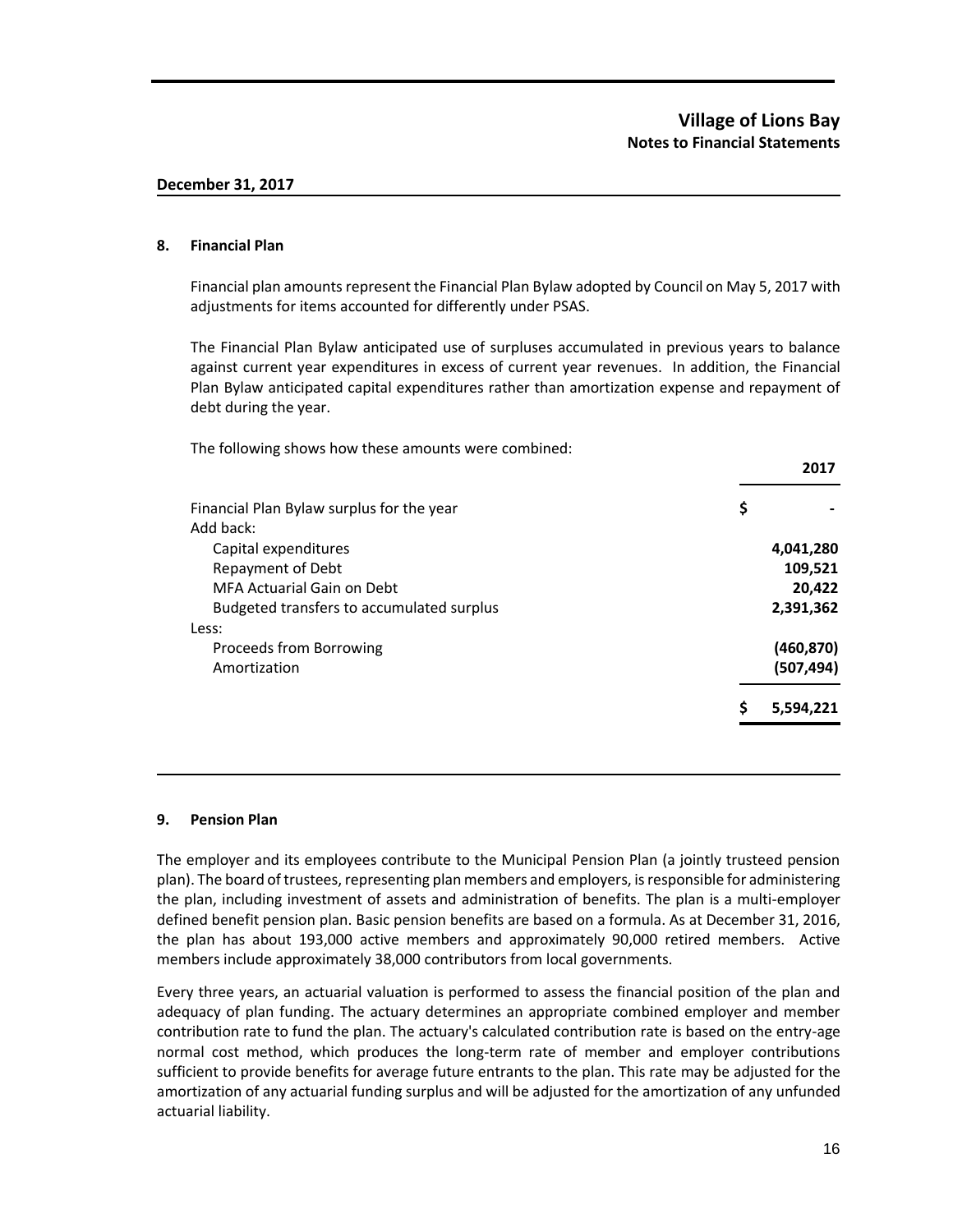## 8. Financial Plan

Financial plan amounts represent the Financial Plan Bylaw adopted by Council on May 5, 2017 with adjustments for items accounted for differently under PSAS.

The Financial Plan Bylaw anticipated use of surpluses accumulated in previous years to balance against current year expenditures in excess of current year revenues. In addition, the Financial Plan Bylaw anticipated capital expenditures rather than amortization expense and repayment of debt during the year.

The following shows how these amounts were combined:

| | 2017 |
|---|---|
| Financial Plan Bylaw surplus for the year | $ - |
| Add back: | |
| Capital expenditures | 4,041,280 |
| Repayment of Debt | 109,521 |
| MFA Actuarial Gain on Debt | 20,422 |
| Budgeted transfers to accumulated surplus | 2,391,362 |
| Less: | |
| Proceeds from Borrowing | (460,870) |
| Amortization | (507,494) |
| | $ 5,594,221 |

## 9. Pension Plan

The employer and its employees contribute to the Municipal Pension Plan (a jointly trusteed pension plan). The board of trustees, representing plan members and employers, is responsible for administering the plan, including investment of assets and administration of benefits. The plan is a multi-employer defined benefit pension plan. Basic pension benefits are based on a formula. As at December 31, 2016, the plan has about 193,000 active members and approximately 90,000 retired members. Active members include approximately 38,000 contributors from local governments.

Every three years, an actuarial valuation is performed to assess the financial position of the plan and adequacy of plan funding. The actuary determines an appropriate combined employer and member contribution rate to fund the plan. The actuary's calculated contribution rate is based on the entry-age normal cost method, which produces the long-term rate of member and employer contributions sufficient to provide benefits for average future entrants to the plan. This rate may be adjusted for the amortization of any actuarial funding surplus and will be adjusted for the amortization of any unfunded actuarial liability.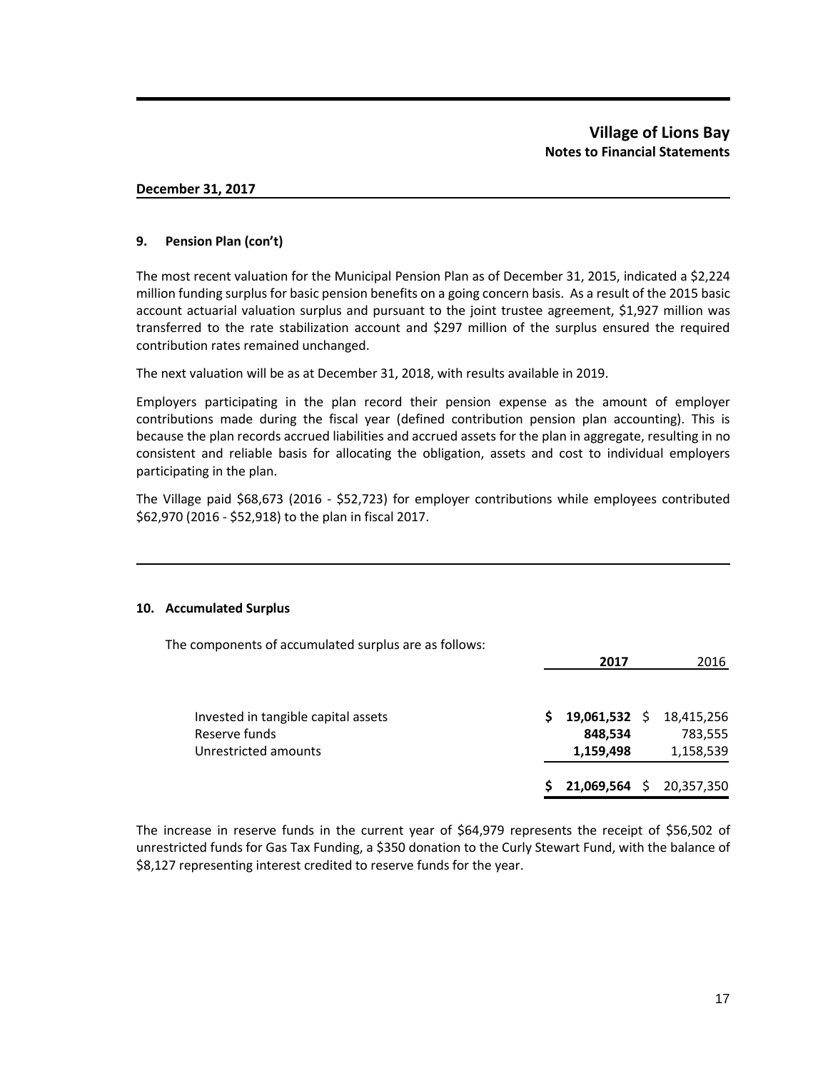## 9. Pension Plan (con't)

The most recent valuation for the Municipal Pension Plan as of December 31, 2015, indicated a $2,224 million funding surplus for basic pension benefits on a going concern basis. As a result of the 2015 basic account actuarial valuation surplus and pursuant to the joint trustee agreement, $1,927 million was transferred to the rate stabilization account and $297 million of the surplus ensured the required contribution rates remained unchanged.

The next valuation will be as at December 31, 2018, with results available in 2019.

Employers participating in the plan record their pension expense as the amount of employer contributions made during the fiscal year (defined contribution pension plan accounting). This is because the plan records accrued liabilities and accrued assets for the plan in aggregate, resulting in no consistent and reliable basis for allocating the obligation, assets and cost to individual employers participating in the plan.

The Village paid $68,673 (2016 - $52,723) for employer contributions while employees contributed $62,970 (2016 - $52,918) to the plan in fiscal 2017.

## 10. Accumulated Surplus

The components of accumulated surplus are as follows:

| | **2017** | 2016 |
|---|---|---|
| Invested in tangible capital assets | **$ 19,061,532** | $ 18,415,256 |
| Reserve funds | **848,534** | 783,555 |
| Unrestricted amounts | **1,159,498** | 1,158,539 |
| | **$ 21,069,564** | $ 20,357,350 |

The increase in reserve funds in the current year of $64,979 represents the receipt of $56,502 of unrestricted funds for Gas Tax Funding, a $350 donation to the Curly Stewart Fund, with the balance of $8,127 representing interest credited to reserve funds for the year.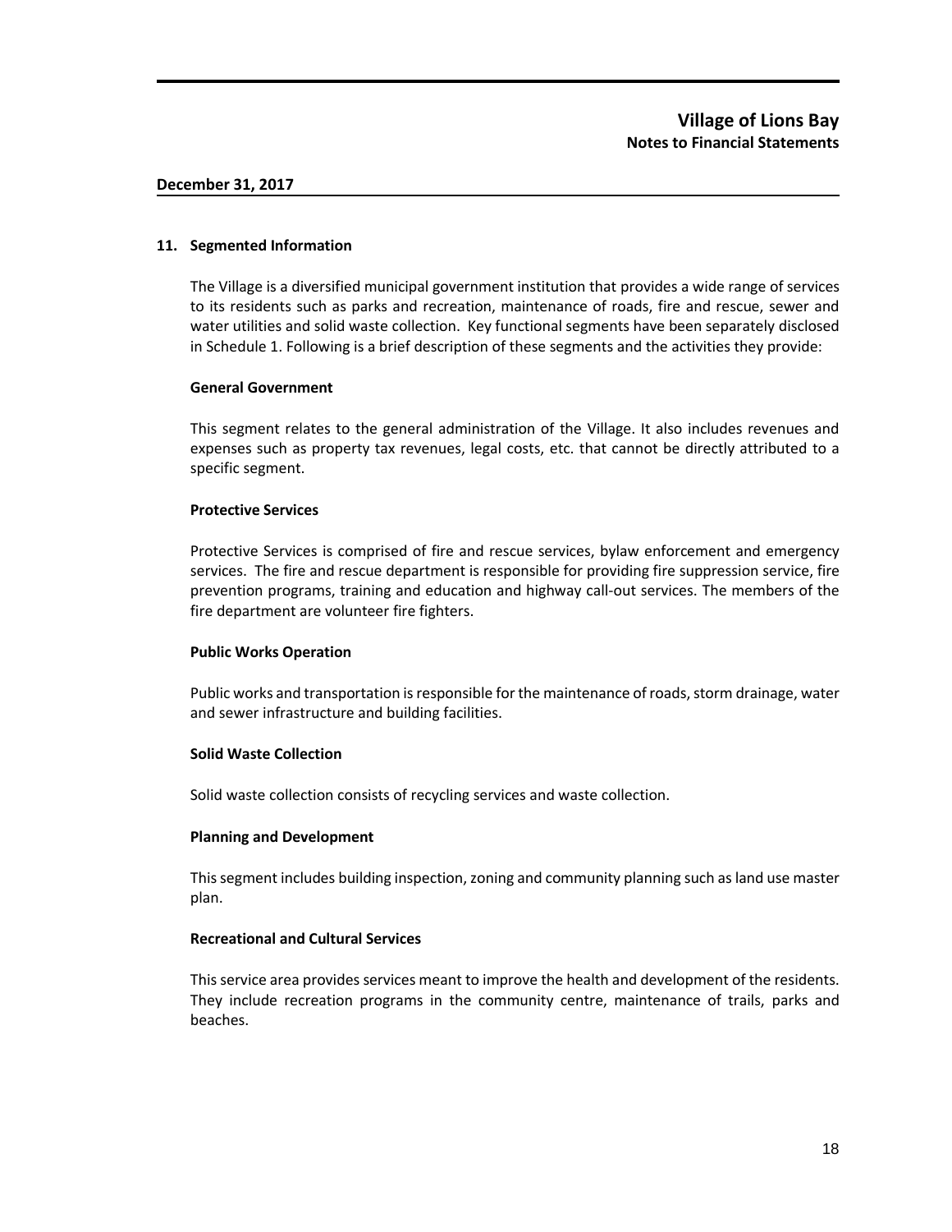**December 31, 2017**

## 11. Segmented Information

The Village is a diversified municipal government institution that provides a wide range of services to its residents such as parks and recreation, maintenance of roads, fire and rescue, sewer and water utilities and solid waste collection. Key functional segments have been separately disclosed in Schedule 1. Following is a brief description of these segments and the activities they provide:

### General Government

This segment relates to the general administration of the Village. It also includes revenues and expenses such as property tax revenues, legal costs, etc. that cannot be directly attributed to a specific segment.

### Protective Services

Protective Services is comprised of fire and rescue services, bylaw enforcement and emergency services. The fire and rescue department is responsible for providing fire suppression service, fire prevention programs, training and education and highway call-out services. The members of the fire department are volunteer fire fighters.

### Public Works Operation

Public works and transportation is responsible for the maintenance of roads, storm drainage, water and sewer infrastructure and building facilities.

### Solid Waste Collection

Solid waste collection consists of recycling services and waste collection.

### Planning and Development

This segment includes building inspection, zoning and community planning such as land use master plan.

### Recreational and Cultural Services

This service area provides services meant to improve the health and development of the residents. They include recreation programs in the community centre, maintenance of trails, parks and beaches.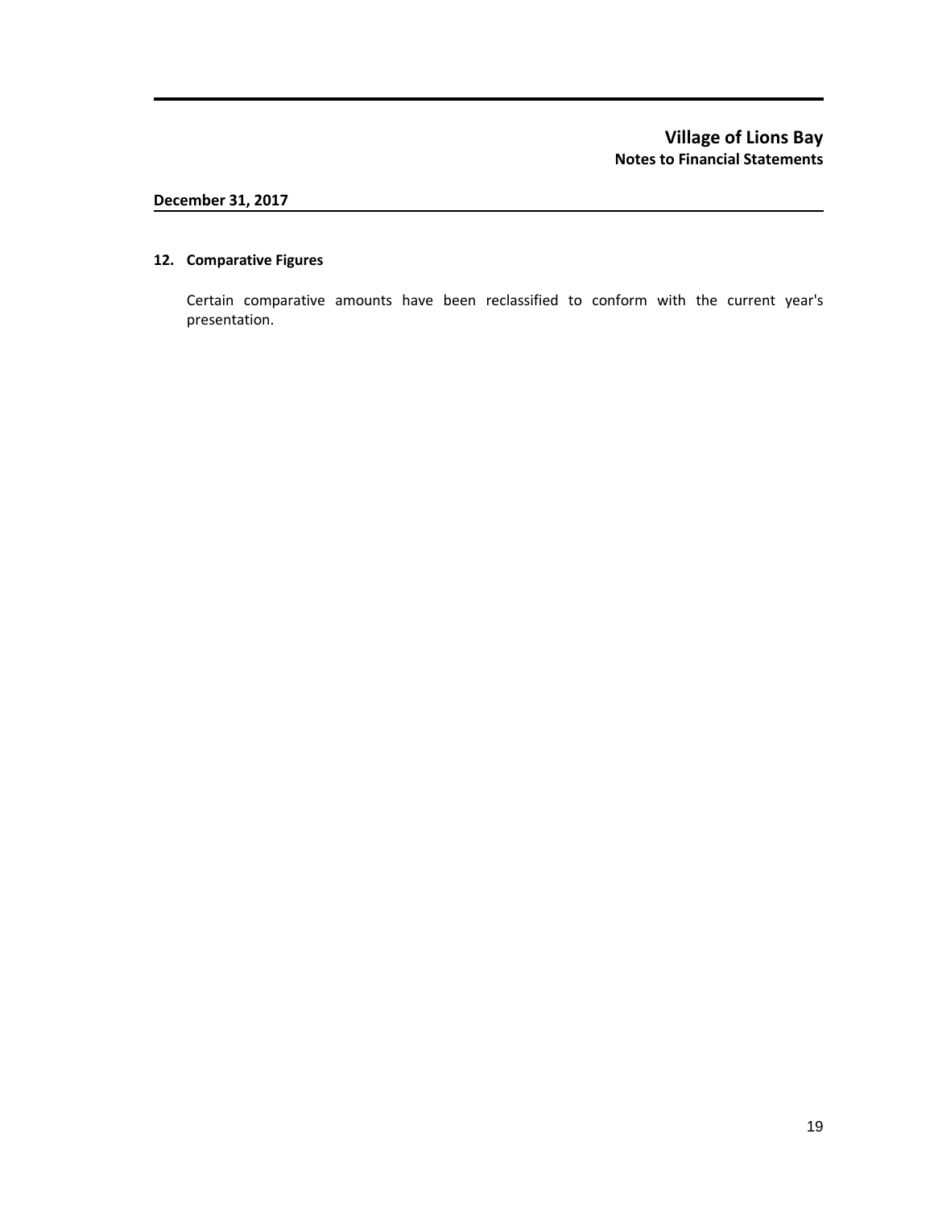## 12. Comparative Figures

Certain comparative amounts have been reclassified to conform with the current year's presentation.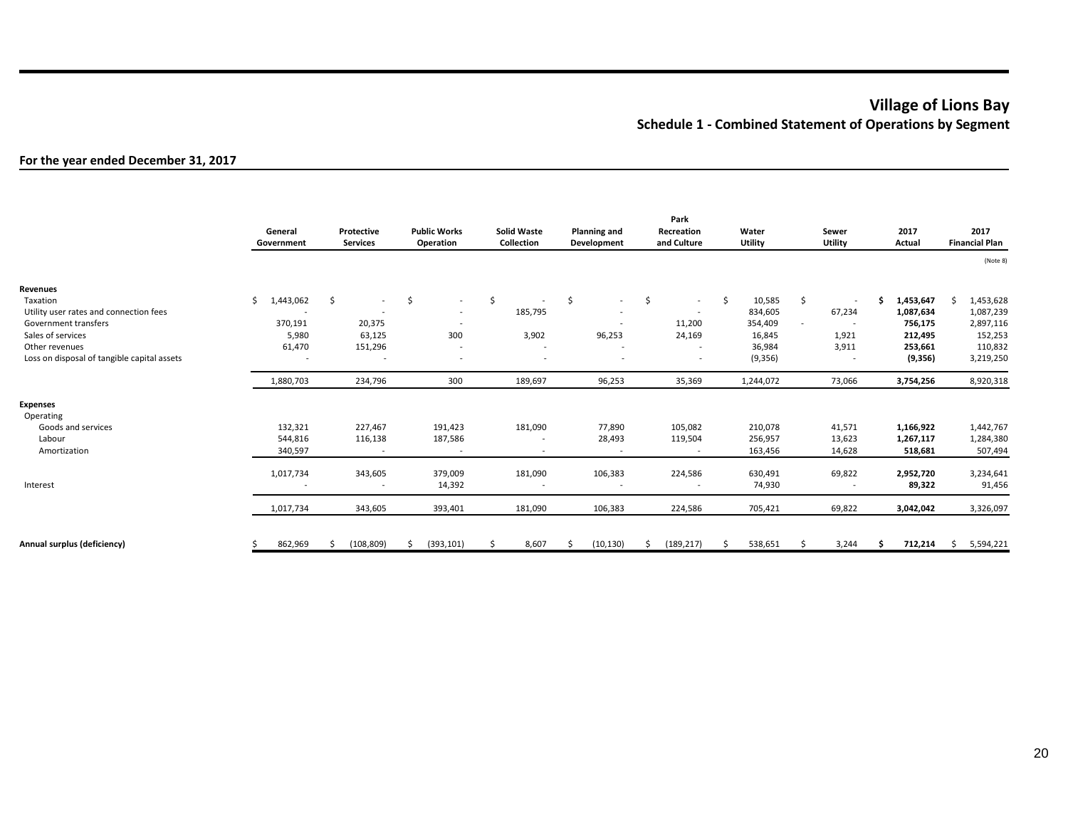# Village of Lions Bay

## Schedule 1 - Combined Statement of Operations by Segment

**For the year ended December 31, 2017**

| | General Government | Protective Services | Public Works Operation | Solid Waste Collection | Planning and Development | Park Recreation and Culture | Water Utility | Sewer Utility | 2017 Actual | 2017 Financial Plan |
|---|---|---|---|---|---|---|---|---|---|---|
| | | | | | | | | | | (Note 8) |
| **Revenues** | | | | | | | | | | |
| Taxation | $ 1,443,062 | $ - | $ - | $ - | $ - | $ - | $ 10,585 | $ - | **$ 1,453,647** | $ 1,453,628 |
| Utility user rates and connection fees | - | - | - | 185,795 | - | - | 834,605 | 67,234 | **1,087,634** | 1,087,239 |
| Government transfers | 370,191 | 20,375 | - | | - | 11,200 | 354,409 | - | **756,175** | 2,897,116 |
| Sales of services | 5,980 | 63,125 | 300 | 3,902 | 96,253 | 24,169 | 16,845 | 1,921 | **212,495** | 152,253 |
| Other revenues | 61,470 | 151,296 | - | - | - | - | 36,984 | 3,911 | **253,661** | 110,832 |
| Loss on disposal of tangible capital assets | - | - | - | - | - | - | (9,356) | - | **(9,356)** | 3,219,250 |
| | 1,880,703 | 234,796 | 300 | 189,697 | 96,253 | 35,369 | 1,244,072 | 73,066 | **3,754,256** | 8,920,318 |
| **Expenses** | | | | | | | | | | |
| Operating | | | | | | | | | | |
| Goods and services | 132,321 | 227,467 | 191,423 | 181,090 | 77,890 | 105,082 | 210,078 | 41,571 | **1,166,922** | 1,442,767 |
| Labour | 544,816 | 116,138 | 187,586 | - | 28,493 | 119,504 | 256,957 | 13,623 | **1,267,117** | 1,284,380 |
| Amortization | 340,597 | - | - | - | - | - | 163,456 | 14,628 | **518,681** | 507,494 |
| | 1,017,734 | 343,605 | 379,009 | 181,090 | 106,383 | 224,586 | 630,491 | 69,822 | **2,952,720** | 3,234,641 |
| Interest | - | - | 14,392 | - | - | - | 74,930 | - | **89,322** | 91,456 |
| | 1,017,734 | 343,605 | 393,401 | 181,090 | 106,383 | 224,586 | 705,421 | 69,822 | **3,042,042** | 3,326,097 |
| **Annual surplus (deficiency)** | $ 862,969 | $ (108,809) | $ (393,101) | $ 8,607 | $ (10,130) | $ (189,217) | $ 538,651 | $ 3,244 | **$ 712,214** | $ 5,594,221 |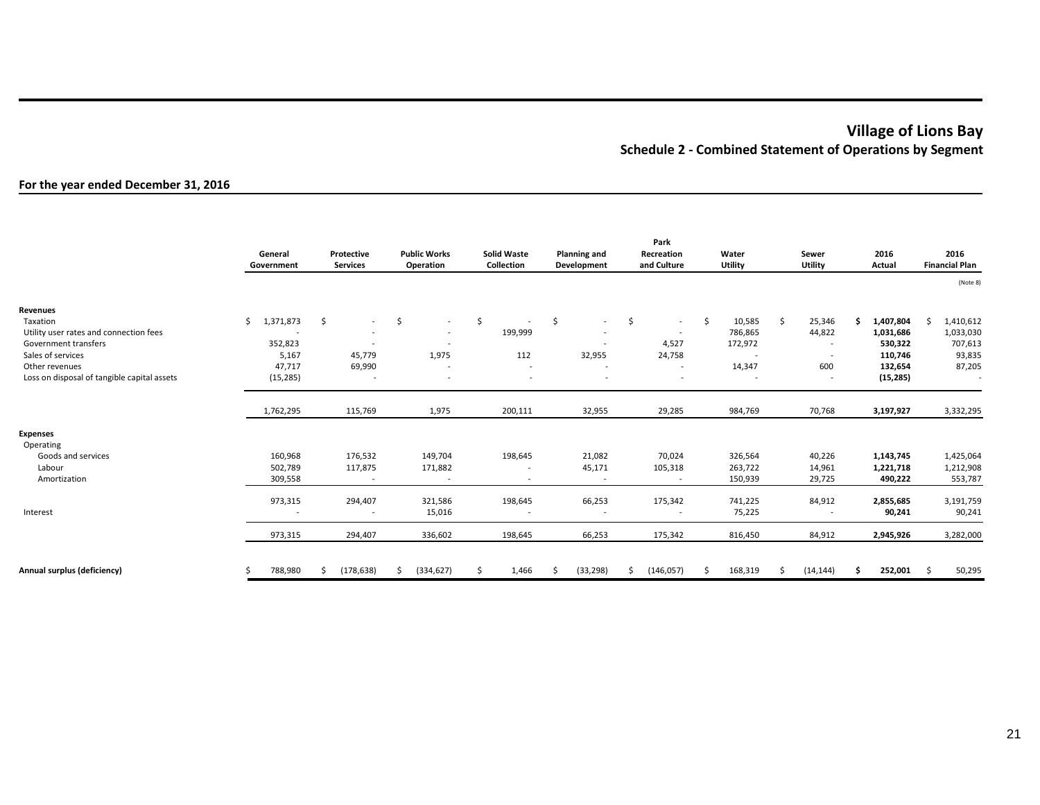# Village of Lions Bay

## Schedule 2 - Combined Statement of Operations by Segment

**For the year ended December 31, 2016**

| | General Government | Protective Services | Public Works Operation | Solid Waste Collection | Planning and Development | Park Recreation and Culture | Water Utility | Sewer Utility | 2016 Actual | 2016 Financial Plan |
|---|---|---|---|---|---|---|---|---|---|---|
| | | | | | | | | | | (Note 8) |
| **Revenues** | | | | | | | | | | |
| Taxation | $ 1,371,873 | $ - | $ - | $ - | $ - | $ - | $ 10,585 | $ 25,346 | **$ 1,407,804** | $ 1,410,612 |
| Utility user rates and connection fees | - | - | - | 199,999 | - | - | 786,865 | 44,822 | **1,031,686** | 1,033,030 |
| Government transfers | 352,823 | - | - | | - | 4,527 | 172,972 | - | **530,322** | 707,613 |
| Sales of services | 5,167 | 45,779 | 1,975 | 112 | 32,955 | 24,758 | - | - | **110,746** | 93,835 |
| Other revenues | 47,717 | 69,990 | - | - | - | - | 14,347 | 600 | **132,654** | 87,205 |
| Loss on disposal of tangible capital assets | (15,285) | - | - | - | - | - | - | - | **(15,285)** | - |
| | 1,762,295 | 115,769 | 1,975 | 200,111 | 32,955 | 29,285 | 984,769 | 70,768 | **3,197,927** | 3,332,295 |
| **Expenses** | | | | | | | | | | |
| Operating | | | | | | | | | | |
| Goods and services | 160,968 | 176,532 | 149,704 | 198,645 | 21,082 | 70,024 | 326,564 | 40,226 | **1,143,745** | 1,425,064 |
| Labour | 502,789 | 117,875 | 171,882 | - | 45,171 | 105,318 | 263,722 | 14,961 | **1,221,718** | 1,212,908 |
| Amortization | 309,558 | - | - | - | - | - | 150,939 | 29,725 | **490,222** | 553,787 |
| | 973,315 | 294,407 | 321,586 | 198,645 | 66,253 | 175,342 | 741,225 | 84,912 | **2,855,685** | 3,191,759 |
| Interest | - | - | 15,016 | - | - | - | 75,225 | - | **90,241** | 90,241 |
| | 973,315 | 294,407 | 336,602 | 198,645 | 66,253 | 175,342 | 816,450 | 84,912 | **2,945,926** | 3,282,000 |
| **Annual surplus (deficiency)** | $ 788,980 | $ (178,638) | $ (334,627) | $ 1,466 | $ (33,298) | $ (146,057) | $ 168,319 | $ (14,144) | **$ 252,001** | $ 50,295 |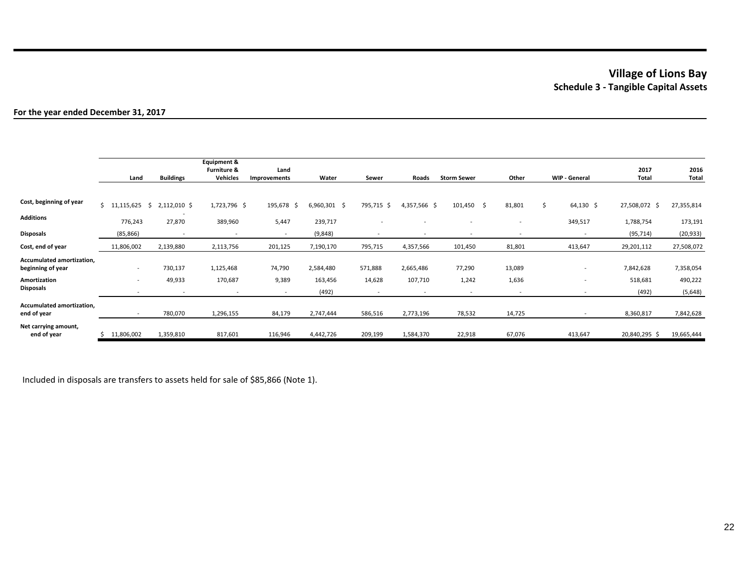# Village of Lions Bay

## Schedule 3 - Tangible Capital Assets

**For the year ended December 31, 2017**

| | Land | Buildings | Equipment & Furniture & Vehicles | Land Improvements | Water | Sewer | Roads | Storm Sewer | Other | WIP - General | 2017 Total | 2016 Total |
|---|---|---|---|---|---|---|---|---|---|---|---|---|
| **Cost, beginning of year** | $ 11,115,625 | $ 2,112,010 $ | 1,723,796 $ | 195,678 $ | 6,960,301 $ | 795,715 $ | 4,357,566 $ | 101,450 $ | 81,801 | $ 64,130 $ | 27,508,072 $ | 27,355,814 |
| **Additions** | 776,243 | 27,870 | 389,960 | 5,447 | 239,717 | - | - | - | - | 349,517 | 1,788,754 | 173,191 |
| **Disposals** | (85,866) | - | - | - | (9,848) | - | - | - | - | - | (95,714) | (20,933) |
| **Cost, end of year** | 11,806,002 | 2,139,880 | 2,113,756 | 201,125 | 7,190,170 | 795,715 | 4,357,566 | 101,450 | 81,801 | 413,647 | 29,201,112 | 27,508,072 |
| **Accumulated amortization, beginning of year** | - | 730,137 | 1,125,468 | 74,790 | 2,584,480 | 571,888 | 2,665,486 | 77,290 | 13,089 | - | 7,842,628 | 7,358,054 |
| **Amortization** | - | 49,933 | 170,687 | 9,389 | 163,456 | 14,628 | 107,710 | 1,242 | 1,636 | - | 518,681 | 490,222 |
| **Disposals** | - | - | - | - | (492) | - | - | - | - | - | (492) | (5,648) |
| **Accumulated amortization, end of year** | - | 780,070 | 1,296,155 | 84,179 | 2,747,444 | 586,516 | 2,773,196 | 78,532 | 14,725 | - | 8,360,817 | 7,842,628 |
| **Net carrying amount, end of year** | $ 11,806,002 | 1,359,810 | 817,601 | 116,946 | 4,442,726 | 209,199 | 1,584,370 | 22,918 | 67,076 | 413,647 | 20,840,295 $ | 19,665,444 |

Included in disposals are transfers to assets held for sale of $85,866 (Note 1).